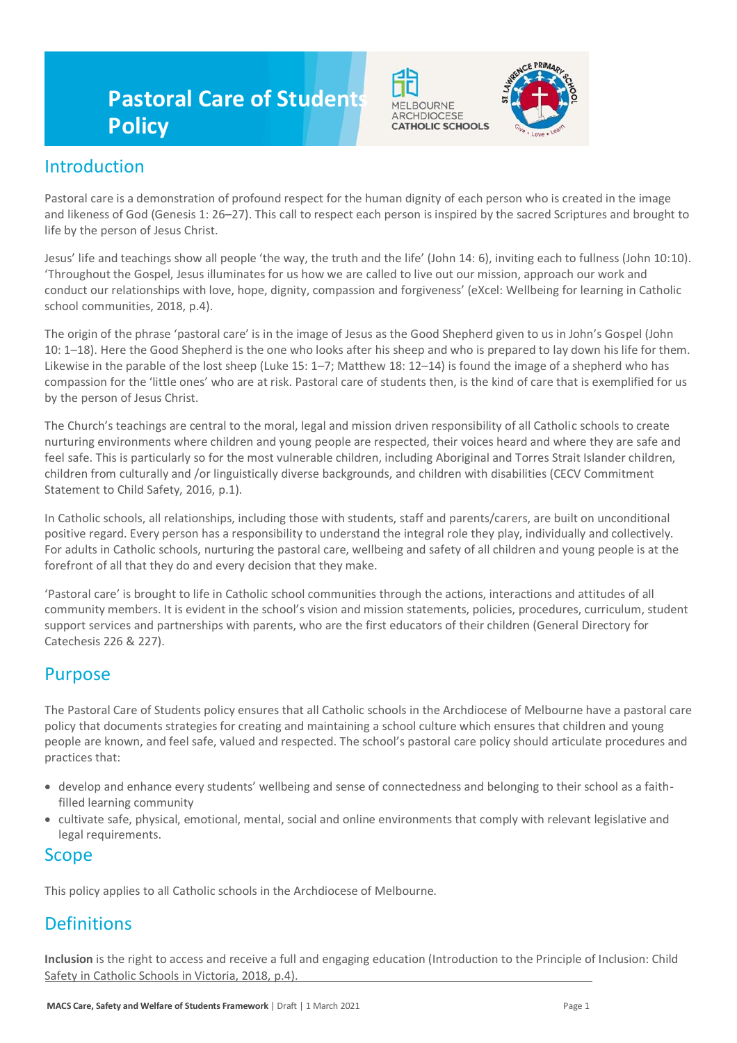# Pastoral Care of Students Policy

## Introduction

Pastoral care is a demonstration of profound respect for the human dignity of each person who is created in the image and likeness of God (Genesis 1: 26–27). This call to respect each person is inspired by the sacred Scriptures and brought to life by the person of Jesus Christ.

Jesus' life and teachings show all people 'the way, the truth and the life' (John 14: 6), inviting each to fullness (John 10:10). 'Throughout the Gospel, Jesus illuminates for us how we are called to live out our mission, approach our work and conduct our relationships with love, hope, dignity, compassion and forgiveness' (eXcel: Wellbeing for learning in Catholic school communities, 2018, p.4).

The origin of the phrase 'pastoral care' is in the image of Jesus as the Good Shepherd given to us in John's Gospel (John 10: 1–18). Here the Good Shepherd is the one who looks after his sheep and who is prepared to lay down his life for them. Likewise in the parable of the lost sheep (Luke 15: 1–7; Matthew 18: 12–14) is found the image of a shepherd who has compassion for the 'little ones' who are at risk. Pastoral care of students then, is the kind of care that is exemplified for us by the person of Jesus Christ.

The Church's teachings are central to the moral, legal and mission driven responsibility of all Catholic schools to create nurturing environments where children and young people are respected, their voices heard and where they are safe and feel safe. This is particularly so for the most vulnerable children, including Aboriginal and Torres Strait Islander children, children from culturally and /or linguistically diverse backgrounds, and children with disabilities (CECV Commitment Statement to Child Safety, 2016, p.1).

In Catholic schools, all relationships, including those with students, staff and parents/carers, are built on unconditional positive regard. Every person has a responsibility to understand the integral role they play, individually and collectively. For adults in Catholic schools, nurturing the pastoral care, wellbeing and safety of all children and young people is at the forefront of all that they do and every decision that they make.

'Pastoral care' is brought to life in Catholic school communities through the actions, interactions and attitudes of all community members. It is evident in the school's vision and mission statements, policies, procedures, curriculum, student support services and partnerships with parents, who are the first educators of their children (General Directory for Catechesis 226 & 227).

## Purpose

The Pastoral Care of Students policy ensures that all Catholic schools in the Archdiocese of Melbourne have a pastoral care policy that documents strategies for creating and maintaining a school culture which ensures that children and young people are known, and feel safe, valued and respected. The school's pastoral care policy should articulate procedures and practices that:

- develop and enhance every students' wellbeing and sense of connectedness and belonging to their school as a faith-filled learning community
- cultivate safe, physical, emotional, mental, social and online environments that comply with relevant legislative and legal requirements.

## Scope

This policy applies to all Catholic schools in the Archdiocese of Melbourne.

## Definitions

**Inclusion** is the right to access and receive a full and engaging education (Introduction to the Principle of Inclusion: Child Safety in Catholic Schools in Victoria, 2018, p.4).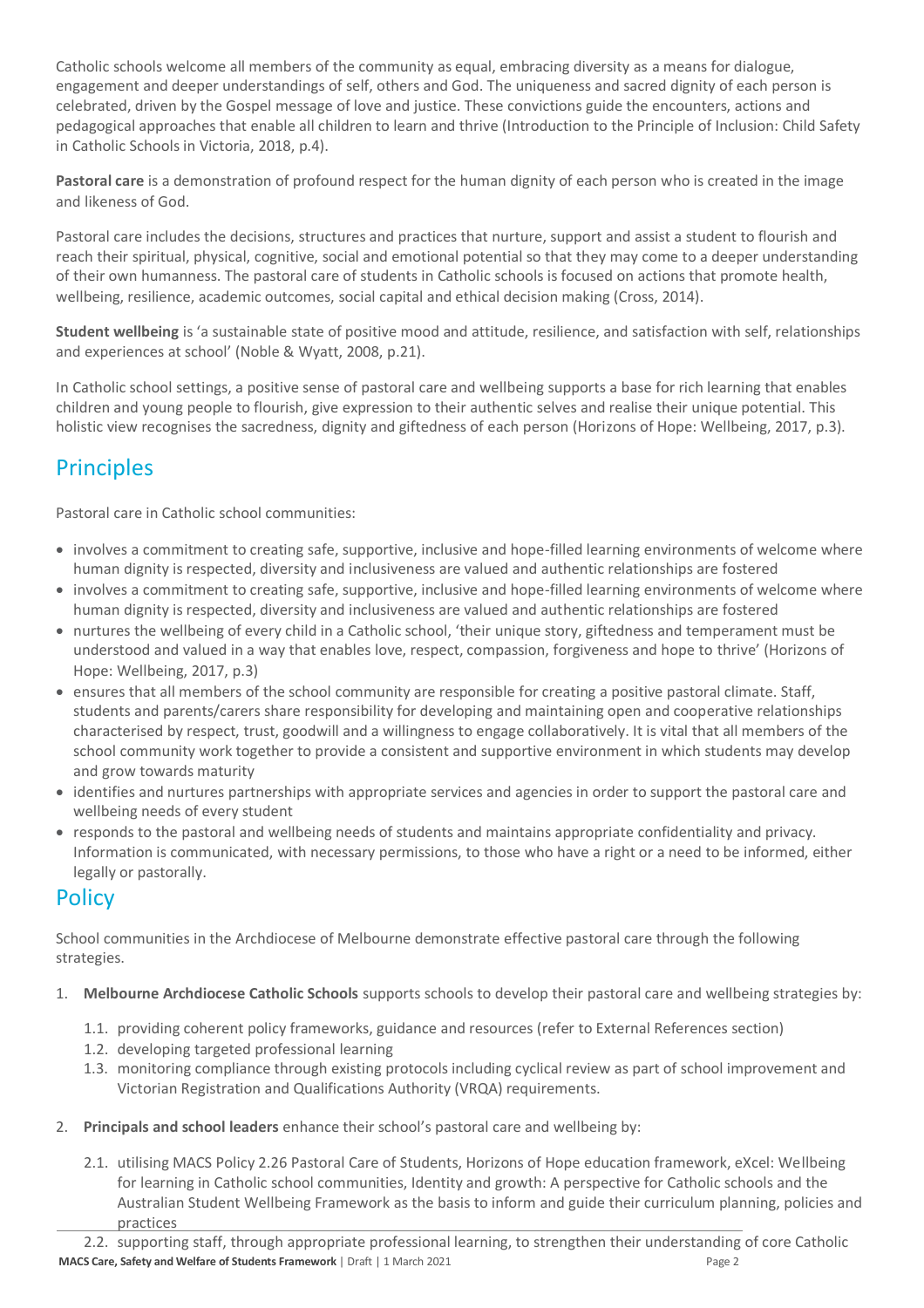Catholic schools welcome all members of the community as equal, embracing diversity as a means for dialogue, engagement and deeper understandings of self, others and God. The uniqueness and sacred dignity of each person is celebrated, driven by the Gospel message of love and justice. These convictions guide the encounters, actions and pedagogical approaches that enable all children to learn and thrive (Introduction to the Principle of Inclusion: Child Safety in Catholic Schools in Victoria, 2018, p.4).

**Pastoral care** is a demonstration of profound respect for the human dignity of each person who is created in the image and likeness of God.

Pastoral care includes the decisions, structures and practices that nurture, support and assist a student to flourish and reach their spiritual, physical, cognitive, social and emotional potential so that they may come to a deeper understanding of their own humanness. The pastoral care of students in Catholic schools is focused on actions that promote health, wellbeing, resilience, academic outcomes, social capital and ethical decision making (Cross, 2014).

**Student wellbeing** is 'a sustainable state of positive mood and attitude, resilience, and satisfaction with self, relationships and experiences at school' (Noble & Wyatt, 2008, p.21).

In Catholic school settings, a positive sense of pastoral care and wellbeing supports a base for rich learning that enables children and young people to flourish, give expression to their authentic selves and realise their unique potential. This holistic view recognises the sacredness, dignity and giftedness of each person (Horizons of Hope: Wellbeing, 2017, p.3).

## Principles

Pastoral care in Catholic school communities:

- involves a commitment to creating safe, supportive, inclusive and hope-filled learning environments of welcome where human dignity is respected, diversity and inclusiveness are valued and authentic relationships are fostered
- involves a commitment to creating safe, supportive, inclusive and hope-filled learning environments of welcome where human dignity is respected, diversity and inclusiveness are valued and authentic relationships are fostered
- nurtures the wellbeing of every child in a Catholic school, 'their unique story, giftedness and temperament must be understood and valued in a way that enables love, respect, compassion, forgiveness and hope to thrive' (Horizons of Hope: Wellbeing, 2017, p.3)
- ensures that all members of the school community are responsible for creating a positive pastoral climate. Staff, students and parents/carers share responsibility for developing and maintaining open and cooperative relationships characterised by respect, trust, goodwill and a willingness to engage collaboratively. It is vital that all members of the school community work together to provide a consistent and supportive environment in which students may develop and grow towards maturity
- identifies and nurtures partnerships with appropriate services and agencies in order to support the pastoral care and wellbeing needs of every student
- responds to the pastoral and wellbeing needs of students and maintains appropriate confidentiality and privacy. Information is communicated, with necessary permissions, to those who have a right or a need to be informed, either legally or pastorally.

## Policy

School communities in the Archdiocese of Melbourne demonstrate effective pastoral care through the following strategies.

1. **Melbourne Archdiocese Catholic Schools** supports schools to develop their pastoral care and wellbeing strategies by:
    1.1. providing coherent policy frameworks, guidance and resources (refer to External References section)
    1.2. developing targeted professional learning
    1.3. monitoring compliance through existing protocols including cyclical review as part of school improvement and Victorian Registration and Qualifications Authority (VRQA) requirements.

2. **Principals and school leaders** enhance their school's pastoral care and wellbeing by:
    2.1. utilising MACS Policy 2.26 Pastoral Care of Students, Horizons of Hope education framework, eXcel: Wellbeing for learning in Catholic school communities, Identity and growth: A perspective for Catholic schools and the Australian Student Wellbeing Framework as the basis to inform and guide their curriculum planning, policies and practices
    2.2. supporting staff, through appropriate professional learning, to strengthen their understanding of core Catholic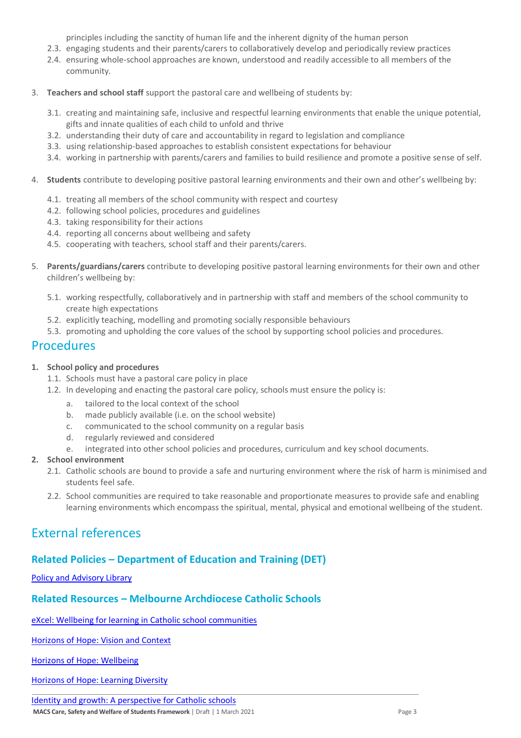principles including the sanctity of human life and the inherent dignity of the human person

2.3. engaging students and their parents/carers to collaboratively develop and periodically review practices

2.4. ensuring whole-school approaches are known, understood and readily accessible to all members of the community.

3. **Teachers and school staff** support the pastoral care and wellbeing of students by:

   3.1. creating and maintaining safe, inclusive and respectful learning environments that enable the unique potential, gifts and innate qualities of each child to unfold and thrive

   3.2. understanding their duty of care and accountability in regard to legislation and compliance

   3.3. using relationship-based approaches to establish consistent expectations for behaviour

   3.4. working in partnership with parents/carers and families to build resilience and promote a positive sense of self.

4. **Students** contribute to developing positive pastoral learning environments and their own and other's wellbeing by:

   4.1. treating all members of the school community with respect and courtesy

   4.2. following school policies, procedures and guidelines

   4.3. taking responsibility for their actions

   4.4. reporting all concerns about wellbeing and safety

   4.5. cooperating with teachers, school staff and their parents/carers.

5. **Parents/guardians/carers** contribute to developing positive pastoral learning environments for their own and other children's wellbeing by:

   5.1. working respectfully, collaboratively and in partnership with staff and members of the school community to create high expectations

   5.2. explicitly teaching, modelling and promoting socially responsible behaviours

   5.3. promoting and upholding the core values of the school by supporting school policies and procedures.

## Procedures

1. **School policy and procedures**

   1.1. Schools must have a pastoral care policy in place

   1.2. In developing and enacting the pastoral care policy, schools must ensure the policy is:

   a. tailored to the local context of the school
   b. made publicly available (i.e. on the school website)
   c. communicated to the school community on a regular basis
   d. regularly reviewed and considered
   e. integrated into other school policies and procedures, curriculum and key school documents.

2. **School environment**

   2.1. Catholic schools are bound to provide a safe and nurturing environment where the risk of harm is minimised and students feel safe.

   2.2. School communities are required to take reasonable and proportionate measures to provide safe and enabling learning environments which encompass the spiritual, mental, physical and emotional wellbeing of the student.

## External references

### Related Policies – Department of Education and Training (DET)

Policy and Advisory Library

### Related Resources – Melbourne Archdiocese Catholic Schools

eXcel: Wellbeing for learning in Catholic school communities

Horizons of Hope: Vision and Context

Horizons of Hope: Wellbeing

Horizons of Hope: Learning Diversity

Identity and growth: A perspective for Catholic schools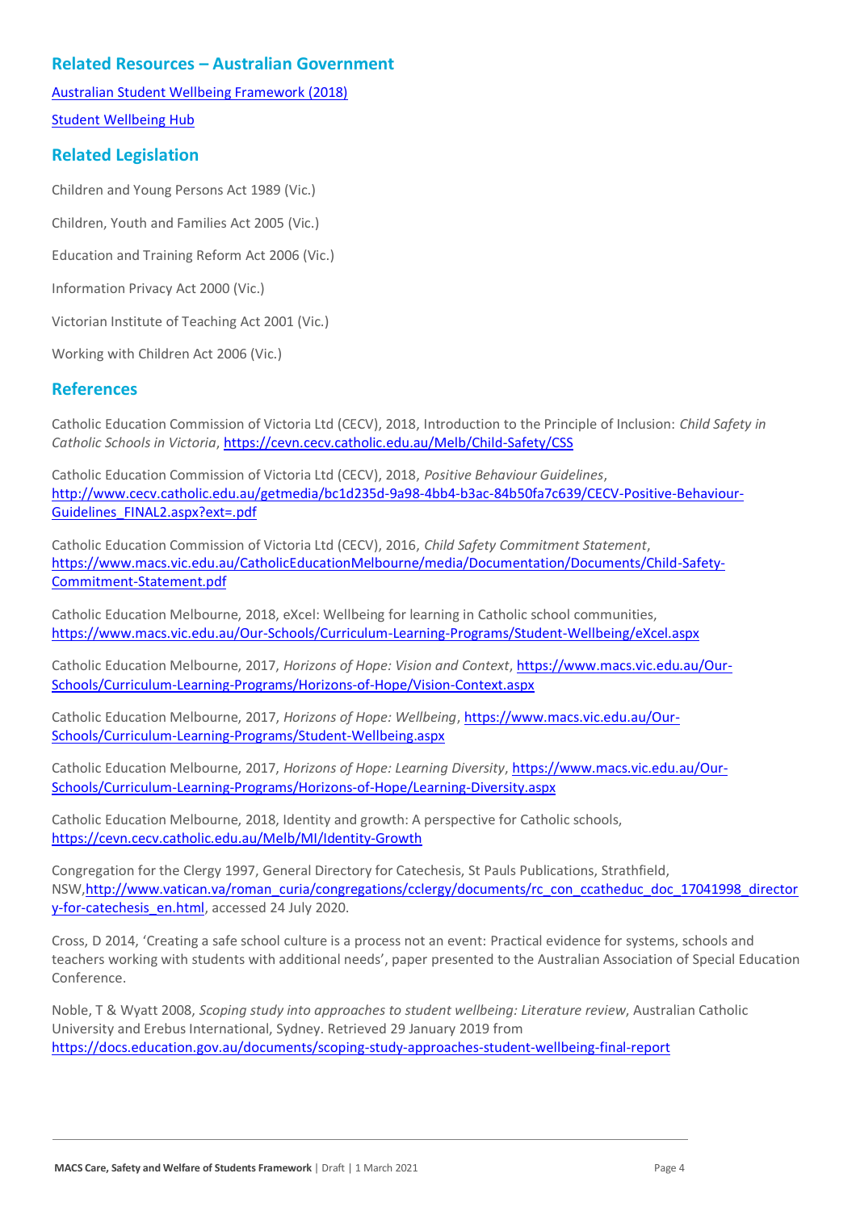## Related Resources – Australian Government

[Australian Student Wellbeing Framework (2018)]

[Student Wellbeing Hub]

## Related Legislation

Children and Young Persons Act 1989 (Vic.)

Children, Youth and Families Act 2005 (Vic.)

Education and Training Reform Act 2006 (Vic.)

Information Privacy Act 2000 (Vic.)

Victorian Institute of Teaching Act 2001 (Vic.)

Working with Children Act 2006 (Vic.)

## References

Catholic Education Commission of Victoria Ltd (CECV), 2018, Introduction to the Principle of Inclusion: *Child Safety in Catholic Schools in Victoria*, https://cevn.cecv.catholic.edu.au/Melb/Child-Safety/CSS

Catholic Education Commission of Victoria Ltd (CECV), 2018, *Positive Behaviour Guidelines*, http://www.cecv.catholic.edu.au/getmedia/bc1d235d-9a98-4bb4-b3ac-84b50fa7c639/CECV-Positive-Behaviour-Guidelines_FINAL2.aspx?ext=.pdf

Catholic Education Commission of Victoria Ltd (CECV), 2016, *Child Safety Commitment Statement*, https://www.macs.vic.edu.au/CatholicEducationMelbourne/media/Documentation/Documents/Child-Safety-Commitment-Statement.pdf

Catholic Education Melbourne, 2018, eXcel: Wellbeing for learning in Catholic school communities, https://www.macs.vic.edu.au/Our-Schools/Curriculum-Learning-Programs/Student-Wellbeing/eXcel.aspx

Catholic Education Melbourne, 2017, *Horizons of Hope: Vision and Context*, https://www.macs.vic.edu.au/Our-Schools/Curriculum-Learning-Programs/Horizons-of-Hope/Vision-Context.aspx

Catholic Education Melbourne, 2017, *Horizons of Hope: Wellbeing*, https://www.macs.vic.edu.au/Our-Schools/Curriculum-Learning-Programs/Student-Wellbeing.aspx

Catholic Education Melbourne, 2017, *Horizons of Hope: Learning Diversity*, https://www.macs.vic.edu.au/Our-Schools/Curriculum-Learning-Programs/Horizons-of-Hope/Learning-Diversity.aspx

Catholic Education Melbourne, 2018, Identity and growth: A perspective for Catholic schools, https://cevn.cecv.catholic.edu.au/Melb/MI/Identity-Growth

Congregation for the Clergy 1997, General Directory for Catechesis, St Pauls Publications, Strathfield, NSW,http://www.vatican.va/roman_curia/congregations/cclergy/documents/rc_con_ccatheduc_doc_17041998_directory-for-catechesis_en.html, accessed 24 July 2020.

Cross, D 2014, 'Creating a safe school culture is a process not an event: Practical evidence for systems, schools and teachers working with students with additional needs', paper presented to the Australian Association of Special Education Conference.

Noble, T & Wyatt 2008, *Scoping study into approaches to student wellbeing: Literature review*, Australian Catholic University and Erebus International, Sydney. Retrieved 29 January 2019 from https://docs.education.gov.au/documents/scoping-study-approaches-student-wellbeing-final-report